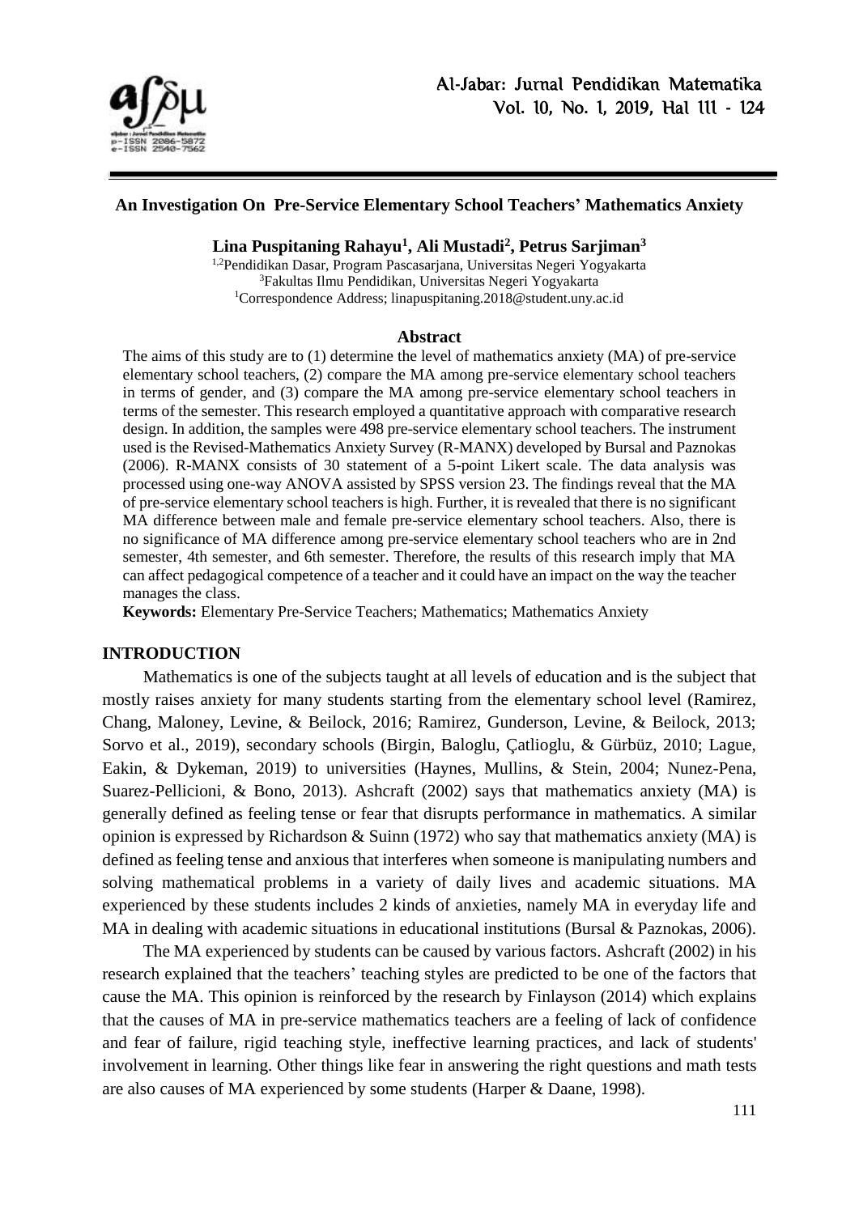# An Investigation On Pre-Service Elementary School Teachers' Mathematics Anxiety

**Lina Puspitaning Rahayu[1], Ali Mustadi[2], Petrus Sarjiman[3]**

[1,2]Pendidikan Dasar, Program Pascasarjana, Universitas Negeri Yogyakarta
[3]Fakultas Ilmu Pendidikan, Universitas Negeri Yogyakarta
[1]Correspondence Address; linapuspitaning.2018@student.uny.ac.id

## Abstract

The aims of this study are to (1) determine the level of mathematics anxiety (MA) of pre-service elementary school teachers, (2) compare the MA among pre-service elementary school teachers in terms of gender, and (3) compare the MA among pre-service elementary school teachers in terms of the semester. This research employed a quantitative approach with comparative research design. In addition, the samples were 498 pre-service elementary school teachers. The instrument used is the Revised-Mathematics Anxiety Survey (R-MANX) developed by Bursal and Paznokas (2006). R-MANX consists of 30 statement of a 5-point Likert scale. The data analysis was processed using one-way ANOVA assisted by SPSS version 23. The findings reveal that the MA of pre-service elementary school teachers is high. Further, it is revealed that there is no significant MA difference between male and female pre-service elementary school teachers. Also, there is no significance of MA difference among pre-service elementary school teachers who are in 2nd semester, 4th semester, and 6th semester. Therefore, the results of this research imply that MA can affect pedagogical competence of a teacher and it could have an impact on the way the teacher manages the class.

**Keywords:** Elementary Pre-Service Teachers; Mathematics; Mathematics Anxiety

## INTRODUCTION

Mathematics is one of the subjects taught at all levels of education and is the subject that mostly raises anxiety for many students starting from the elementary school level (Ramirez, Chang, Maloney, Levine, & Beilock, 2016; Ramirez, Gunderson, Levine, & Beilock, 2013; Sorvo et al., 2019), secondary schools (Birgin, Baloglu, Çatlioglu, & Gürbüz, 2010; Lague, Eakin, & Dykeman, 2019) to universities (Haynes, Mullins, & Stein, 2004; Nunez-Pena, Suarez-Pellicioni, & Bono, 2013). Ashcraft (2002) says that mathematics anxiety (MA) is generally defined as feeling tense or fear that disrupts performance in mathematics. A similar opinion is expressed by Richardson & Suinn (1972) who say that mathematics anxiety (MA) is defined as feeling tense and anxious that interferes when someone is manipulating numbers and solving mathematical problems in a variety of daily lives and academic situations. MA experienced by these students includes 2 kinds of anxieties, namely MA in everyday life and MA in dealing with academic situations in educational institutions (Bursal & Paznokas, 2006).

The MA experienced by students can be caused by various factors. Ashcraft (2002) in his research explained that the teachers' teaching styles are predicted to be one of the factors that cause the MA. This opinion is reinforced by the research by Finlayson (2014) which explains that the causes of MA in pre-service mathematics teachers are a feeling of lack of confidence and fear of failure, rigid teaching style, ineffective learning practices, and lack of students' involvement in learning. Other things like fear in answering the right questions and math tests are also causes of MA experienced by some students (Harper & Daane, 1998).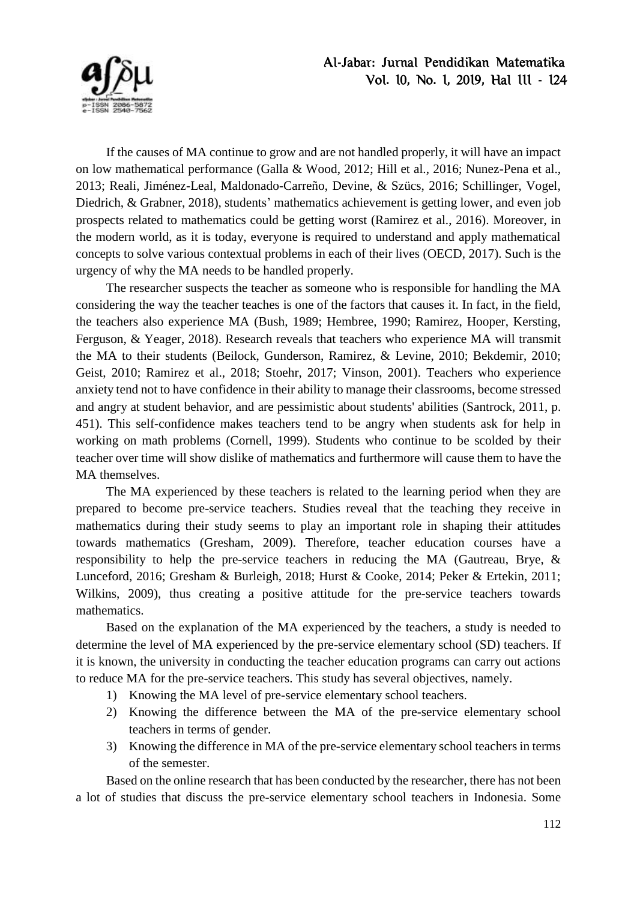If the causes of MA continue to grow and are not handled properly, it will have an impact on low mathematical performance (Galla & Wood, 2012; Hill et al., 2016; Nunez-Pena et al., 2013; Reali, Jiménez-Leal, Maldonado-Carreño, Devine, & Szücs, 2016; Schillinger, Vogel, Diedrich, & Grabner, 2018), students' mathematics achievement is getting lower, and even job prospects related to mathematics could be getting worst (Ramirez et al., 2016). Moreover, in the modern world, as it is today, everyone is required to understand and apply mathematical concepts to solve various contextual problems in each of their lives (OECD, 2017). Such is the urgency of why the MA needs to be handled properly.

The researcher suspects the teacher as someone who is responsible for handling the MA considering the way the teacher teaches is one of the factors that causes it. In fact, in the field, the teachers also experience MA (Bush, 1989; Hembree, 1990; Ramirez, Hooper, Kersting, Ferguson, & Yeager, 2018). Research reveals that teachers who experience MA will transmit the MA to their students (Beilock, Gunderson, Ramirez, & Levine, 2010; Bekdemir, 2010; Geist, 2010; Ramirez et al., 2018; Stoehr, 2017; Vinson, 2001). Teachers who experience anxiety tend not to have confidence in their ability to manage their classrooms, become stressed and angry at student behavior, and are pessimistic about students' abilities (Santrock, 2011, p. 451). This self-confidence makes teachers tend to be angry when students ask for help in working on math problems (Cornell, 1999). Students who continue to be scolded by their teacher over time will show dislike of mathematics and furthermore will cause them to have the MA themselves.

The MA experienced by these teachers is related to the learning period when they are prepared to become pre-service teachers. Studies reveal that the teaching they receive in mathematics during their study seems to play an important role in shaping their attitudes towards mathematics (Gresham, 2009). Therefore, teacher education courses have a responsibility to help the pre-service teachers in reducing the MA (Gautreau, Brye, & Lunceford, 2016; Gresham & Burleigh, 2018; Hurst & Cooke, 2014; Peker & Ertekin, 2011; Wilkins, 2009), thus creating a positive attitude for the pre-service teachers towards mathematics.

Based on the explanation of the MA experienced by the teachers, a study is needed to determine the level of MA experienced by the pre-service elementary school (SD) teachers. If it is known, the university in conducting the teacher education programs can carry out actions to reduce MA for the pre-service teachers. This study has several objectives, namely.

1) Knowing the MA level of pre-service elementary school teachers.
2) Knowing the difference between the MA of the pre-service elementary school teachers in terms of gender.
3) Knowing the difference in MA of the pre-service elementary school teachers in terms of the semester.

Based on the online research that has been conducted by the researcher, there has not been a lot of studies that discuss the pre-service elementary school teachers in Indonesia. Some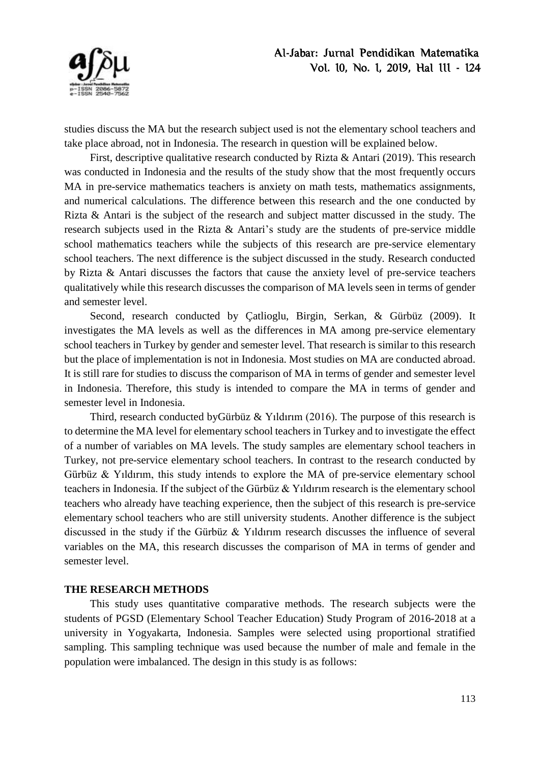studies discuss the MA but the research subject used is not the elementary school teachers and take place abroad, not in Indonesia. The research in question will be explained below.

First, descriptive qualitative research conducted by Rizta & Antari (2019). This research was conducted in Indonesia and the results of the study show that the most frequently occurs MA in pre-service mathematics teachers is anxiety on math tests, mathematics assignments, and numerical calculations. The difference between this research and the one conducted by Rizta & Antari is the subject of the research and subject matter discussed in the study. The research subjects used in the Rizta & Antari's study are the students of pre-service middle school mathematics teachers while the subjects of this research are pre-service elementary school teachers. The next difference is the subject discussed in the study. Research conducted by Rizta & Antari discusses the factors that cause the anxiety level of pre-service teachers qualitatively while this research discusses the comparison of MA levels seen in terms of gender and semester level.

Second, research conducted by Çatlioglu, Birgin, Serkan, & Gürbüz (2009). It investigates the MA levels as well as the differences in MA among pre-service elementary school teachers in Turkey by gender and semester level. That research is similar to this research but the place of implementation is not in Indonesia. Most studies on MA are conducted abroad. It is still rare for studies to discuss the comparison of MA in terms of gender and semester level in Indonesia. Therefore, this study is intended to compare the MA in terms of gender and semester level in Indonesia.

Third, research conducted byGürbüz & Yıldırım (2016). The purpose of this research is to determine the MA level for elementary school teachers in Turkey and to investigate the effect of a number of variables on MA levels. The study samples are elementary school teachers in Turkey, not pre-service elementary school teachers. In contrast to the research conducted by Gürbüz & Yıldırım, this study intends to explore the MA of pre-service elementary school teachers in Indonesia. If the subject of the Gürbüz & Yıldırım research is the elementary school teachers who already have teaching experience, then the subject of this research is pre-service elementary school teachers who are still university students. Another difference is the subject discussed in the study if the Gürbüz & Yıldırım research discusses the influence of several variables on the MA, this research discusses the comparison of MA in terms of gender and semester level.

## THE RESEARCH METHODS

This study uses quantitative comparative methods. The research subjects were the students of PGSD (Elementary School Teacher Education) Study Program of 2016-2018 at a university in Yogyakarta, Indonesia. Samples were selected using proportional stratified sampling. This sampling technique was used because the number of male and female in the population were imbalanced. The design in this study is as follows: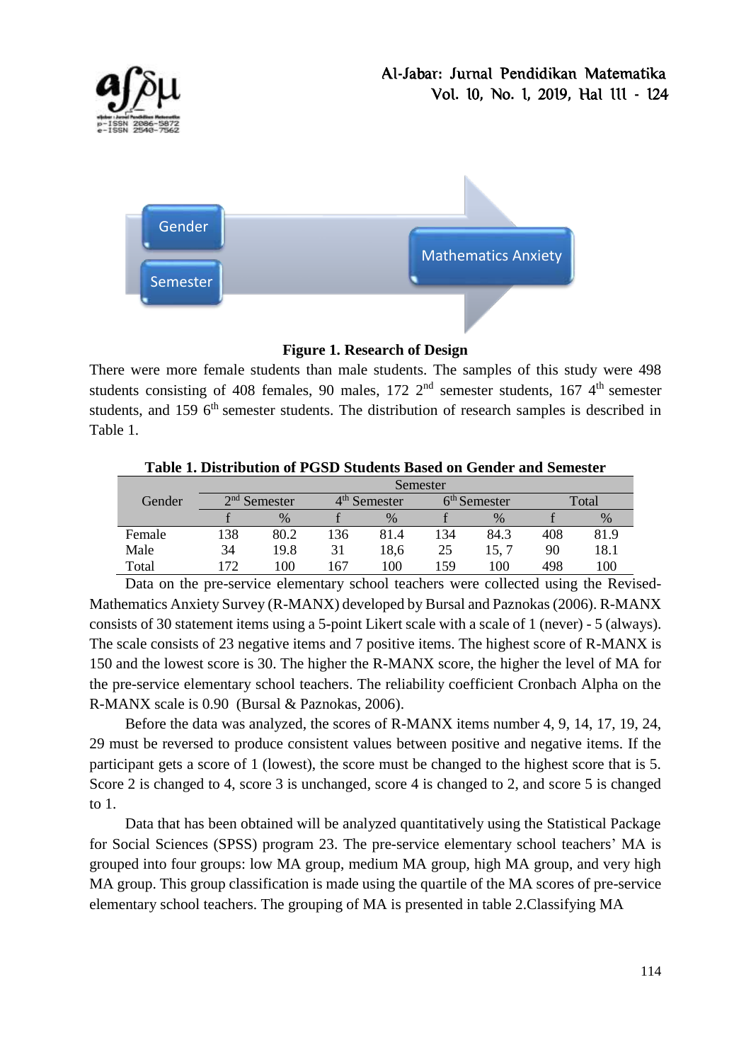Gender

Semester

Mathematics Anxiety

**Figure 1. Research of Design**

There were more female students than male students. The samples of this study were 498 students consisting of 408 females, 90 males, 172 2nd semester students, 167 4th semester students, and 159 6th semester students. The distribution of research samples is described in Table 1.

**Table 1. Distribution of PGSD Students Based on Gender and Semester**

| Gender | Semester | | | | | | | |
|---|---|---|---|---|---|---|---|---|
| | 2nd Semester | | 4th Semester | | 6th Semester | | Total | |
| | f | % | f | % | f | % | f | % |
| Female | 138 | 80.2 | 136 | 81.4 | 134 | 84.3 | 408 | 81.9 |
| Male | 34 | 19.8 | 31 | 18,6 | 25 | 15, 7 | 90 | 18.1 |
| Total | 172 | 100 | 167 | 100 | 159 | 100 | 498 | 100 |

Data on the pre-service elementary school teachers were collected using the Revised-Mathematics Anxiety Survey (R-MANX) developed by Bursal and Paznokas (2006). R-MANX consists of 30 statement items using a 5-point Likert scale with a scale of 1 (never) - 5 (always). The scale consists of 23 negative items and 7 positive items. The highest score of R-MANX is 150 and the lowest score is 30. The higher the R-MANX score, the higher the level of MA for the pre-service elementary school teachers. The reliability coefficient Cronbach Alpha on the R-MANX scale is 0.90 (Bursal & Paznokas, 2006).

Before the data was analyzed, the scores of R-MANX items number 4, 9, 14, 17, 19, 24, 29 must be reversed to produce consistent values between positive and negative items. If the participant gets a score of 1 (lowest), the score must be changed to the highest score that is 5. Score 2 is changed to 4, score 3 is unchanged, score 4 is changed to 2, and score 5 is changed to 1.

Data that has been obtained will be analyzed quantitatively using the Statistical Package for Social Sciences (SPSS) program 23. The pre-service elementary school teachers' MA is grouped into four groups: low MA group, medium MA group, high MA group, and very high MA group. This group classification is made using the quartile of the MA scores of pre-service elementary school teachers. The grouping of MA is presented in table 2.Classifying MA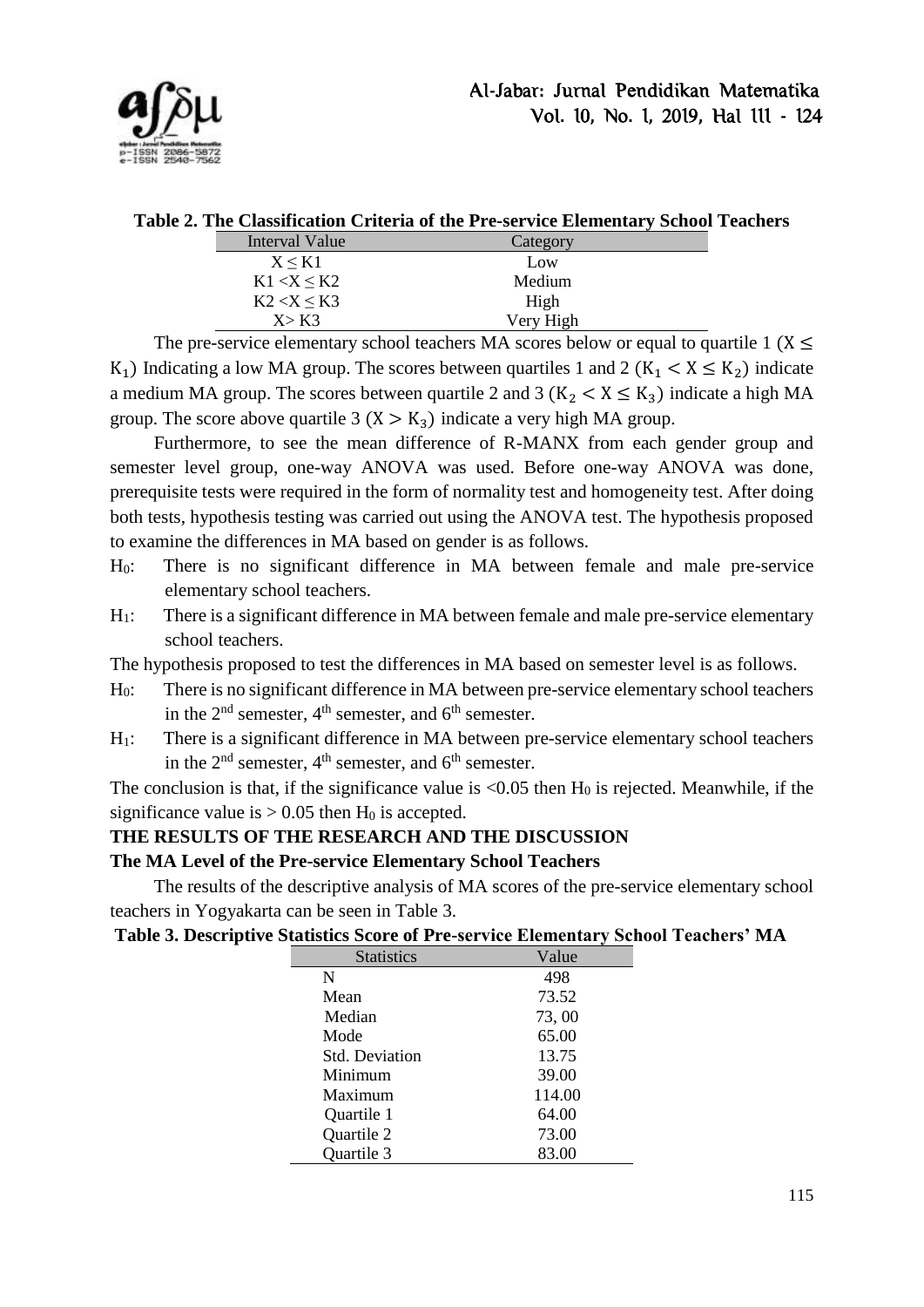**Table 2. The Classification Criteria of the Pre-service Elementary School Teachers**

| Interval Value | Category |
| --- | --- |
| $X \leq K1$ | Low |
| $K1 < X \leq K2$ | Medium |
| $K2 < X \leq K3$ | High |
| $X > K3$ | Very High |

The pre-service elementary school teachers MA scores below or equal to quartile 1 ($X \leq K_1$) Indicating a low MA group. The scores between quartiles 1 and 2 ($K_1 < X \leq K_2$) indicate a medium MA group. The scores between quartile 2 and 3 ($K_2 < X \leq K_3$) indicate a high MA group. The score above quartile 3 ($X > K_3$) indicate a very high MA group.

Furthermore, to see the mean difference of R-MANX from each gender group and semester level group, one-way ANOVA was used. Before one-way ANOVA was done, prerequisite tests were required in the form of normality test and homogeneity test. After doing both tests, hypothesis testing was carried out using the ANOVA test. The hypothesis proposed to examine the differences in MA based on gender is as follows.

$H_0$: There is no significant difference in MA between female and male pre-service elementary school teachers.

$H_1$: There is a significant difference in MA between female and male pre-service elementary school teachers.

The hypothesis proposed to test the differences in MA based on semester level is as follows.

$H_0$: There is no significant difference in MA between pre-service elementary school teachers in the 2nd semester, 4th semester, and 6th semester.

$H_1$: There is a significant difference in MA between pre-service elementary school teachers in the 2nd semester, 4th semester, and 6th semester.

The conclusion is that, if the significance value is <0.05 then $H_0$ is rejected. Meanwhile, if the significance value is > 0.05 then $H_0$ is accepted.

## THE RESULTS OF THE RESEARCH AND THE DISCUSSION

### The MA Level of the Pre-service Elementary School Teachers

The results of the descriptive analysis of MA scores of the pre-service elementary school teachers in Yogyakarta can be seen in Table 3.

**Table 3. Descriptive Statistics Score of Pre-service Elementary School Teachers' MA**

| Statistics | Value |
| --- | --- |
| N | 498 |
| Mean | 73.52 |
| Median | 73, 00 |
| Mode | 65.00 |
| Std. Deviation | 13.75 |
| Minimum | 39.00 |
| Maximum | 114.00 |
| Quartile 1 | 64.00 |
| Quartile 2 | 73.00 |
| Quartile 3 | 83.00 |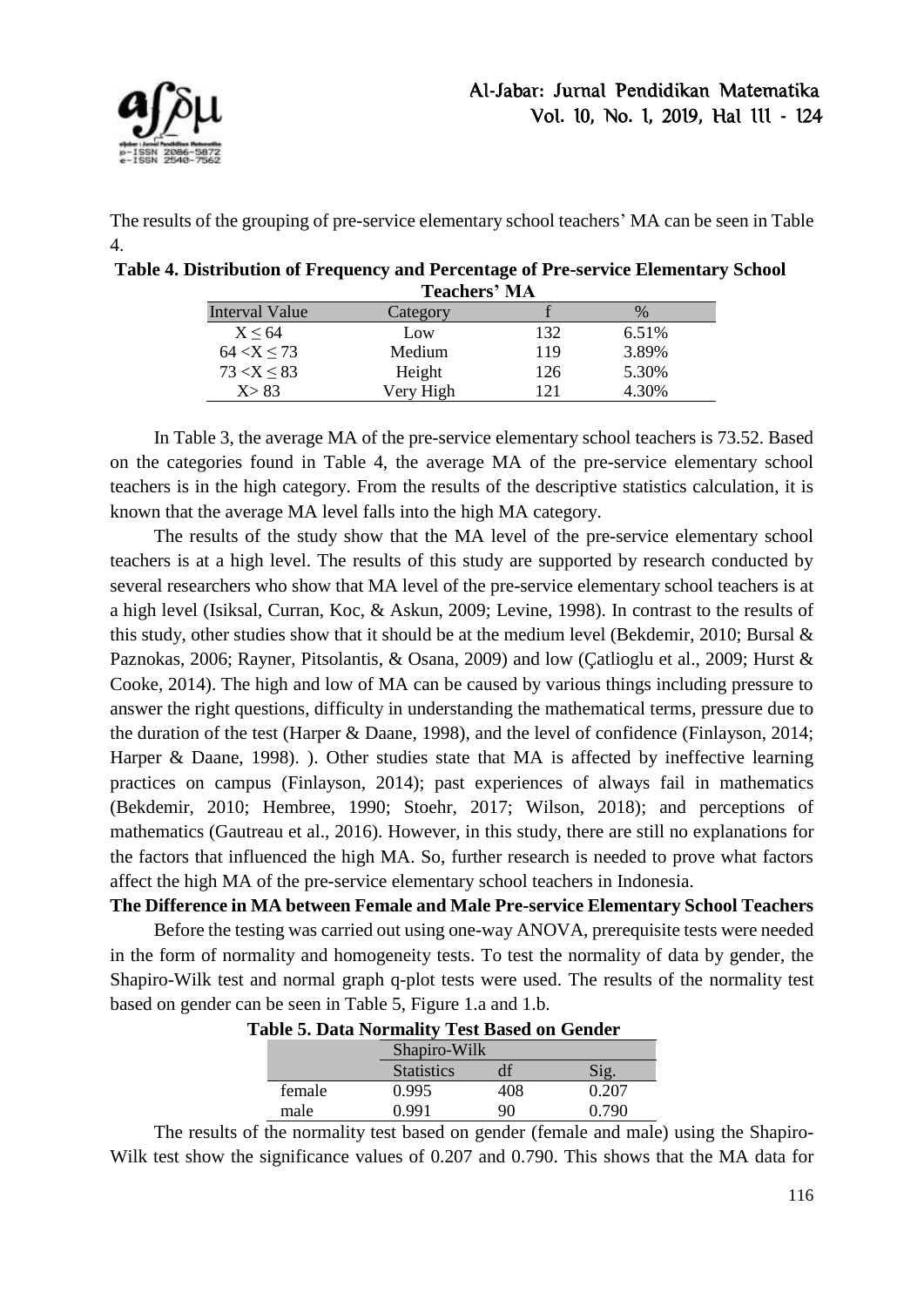The results of the grouping of pre-service elementary school teachers' MA can be seen in Table 4.

**Table 4. Distribution of Frequency and Percentage of Pre-service Elementary School Teachers' MA**

| Interval Value | Category | f | % |
|---|---|---|---|
| $X \leq 64$ | Low | 132 | 6.51% |
| $64 < X \leq 73$ | Medium | 119 | 3.89% |
| $73 < X \leq 83$ | Height | 126 | 5.30% |
| $X > 83$ | Very High | 121 | 4.30% |

In Table 3, the average MA of the pre-service elementary school teachers is 73.52. Based on the categories found in Table 4, the average MA of the pre-service elementary school teachers is in the high category. From the results of the descriptive statistics calculation, it is known that the average MA level falls into the high MA category.

The results of the study show that the MA level of the pre-service elementary school teachers is at a high level. The results of this study are supported by research conducted by several researchers who show that MA level of the pre-service elementary school teachers is at a high level (Isiksal, Curran, Koc, & Askun, 2009; Levine, 1998). In contrast to the results of this study, other studies show that it should be at the medium level (Bekdemir, 2010; Bursal & Paznokas, 2006; Rayner, Pitsolantis, & Osana, 2009) and low (Çatlioglu et al., 2009; Hurst & Cooke, 2014). The high and low of MA can be caused by various things including pressure to answer the right questions, difficulty in understanding the mathematical terms, pressure due to the duration of the test (Harper & Daane, 1998), and the level of confidence (Finlayson, 2014; Harper & Daane, 1998). ). Other studies state that MA is affected by ineffective learning practices on campus (Finlayson, 2014); past experiences of always fail in mathematics (Bekdemir, 2010; Hembree, 1990; Stoehr, 2017; Wilson, 2018); and perceptions of mathematics (Gautreau et al., 2016). However, in this study, there are still no explanations for the factors that influenced the high MA. So, further research is needed to prove what factors affect the high MA of the pre-service elementary school teachers in Indonesia.

**The Difference in MA between Female and Male Pre-service Elementary School Teachers**

Before the testing was carried out using one-way ANOVA, prerequisite tests were needed in the form of normality and homogeneity tests. To test the normality of data by gender, the Shapiro-Wilk test and normal graph q-plot tests were used. The results of the normality test based on gender can be seen in Table 5, Figure 1.a and 1.b.

**Table 5. Data Normality Test Based on Gender**

| | Shapiro-Wilk | | |
|---|---|---|---|
| | Statistics | df | Sig. |
| female | 0.995 | 408 | 0.207 |
| male | 0.991 | 90 | 0.790 |

The results of the normality test based on gender (female and male) using the Shapiro-Wilk test show the significance values of 0.207 and 0.790. This shows that the MA data for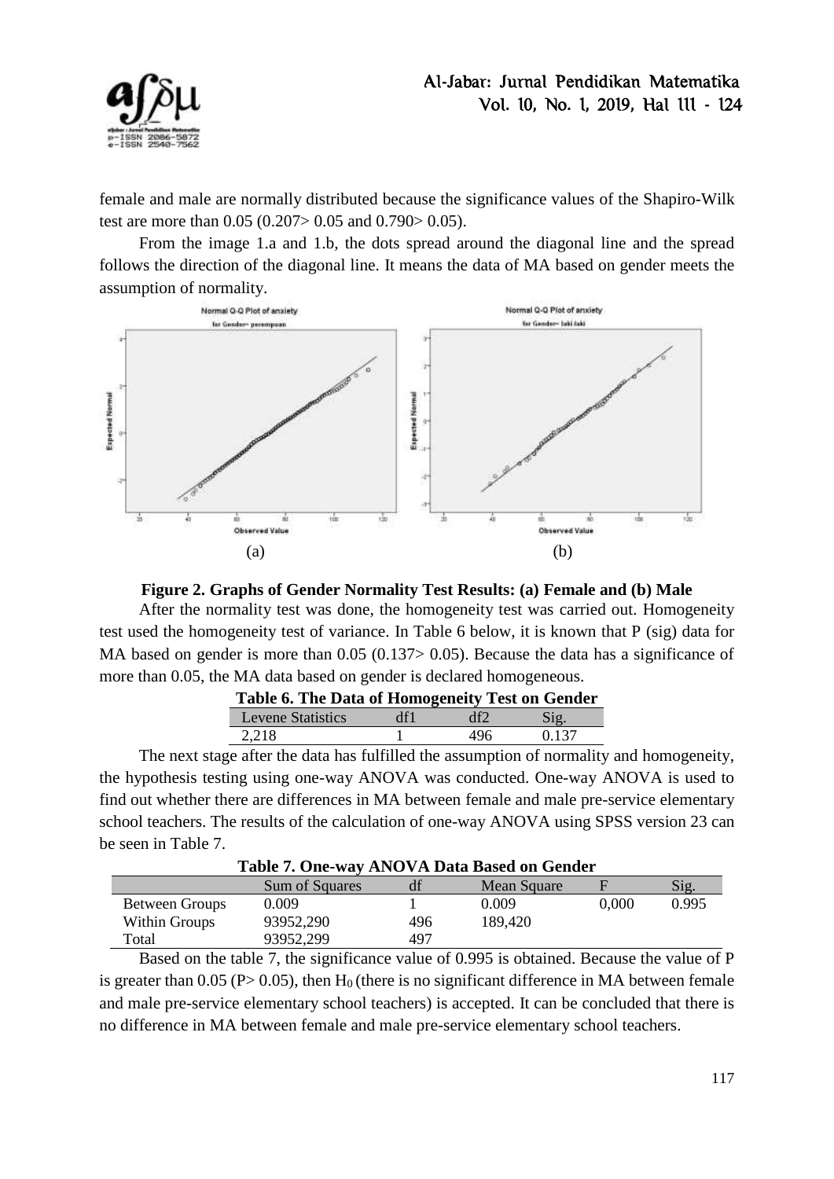female and male are normally distributed because the significance values of the Shapiro-Wilk test are more than 0.05 (0.207> 0.05 and 0.790> 0.05).

From the image 1.a and 1.b, the dots spread around the diagonal line and the spread follows the direction of the diagonal line. It means the data of MA based on gender meets the assumption of normality.

**Figure 2. Graphs of Gender Normality Test Results: (a) Female and (b) Male**

After the normality test was done, the homogeneity test was carried out. Homogeneity test used the homogeneity test of variance. In Table 6 below, it is known that P (sig) data for MA based on gender is more than 0.05 (0.137> 0.05). Because the data has a significance of more than 0.05, the MA data based on gender is declared homogeneous.

**Table 6. The Data of Homogeneity Test on Gender**

| Levene Statistics | df1 | df2 | Sig. |
|---|---|---|---|
| 2,218 | 1 | 496 | 0.137 |

The next stage after the data has fulfilled the assumption of normality and homogeneity, the hypothesis testing using one-way ANOVA was conducted. One-way ANOVA is used to find out whether there are differences in MA between female and male pre-service elementary school teachers. The results of the calculation of one-way ANOVA using SPSS version 23 can be seen in Table 7.

**Table 7. One-way ANOVA Data Based on Gender**

| | Sum of Squares | df | Mean Square | F | Sig. |
|---|---|---|---|---|---|
| Between Groups | 0.009 | 1 | 0.009 | 0,000 | 0.995 |
| Within Groups | 93952,290 | 496 | 189,420 | | |
| Total | 93952,299 | 497 | | | |

Based on the table 7, the significance value of 0.995 is obtained. Because the value of P is greater than 0.05 (P> 0.05), then $H_0$ (there is no significant difference in MA between female and male pre-service elementary school teachers) is accepted. It can be concluded that there is no difference in MA between female and male pre-service elementary school teachers.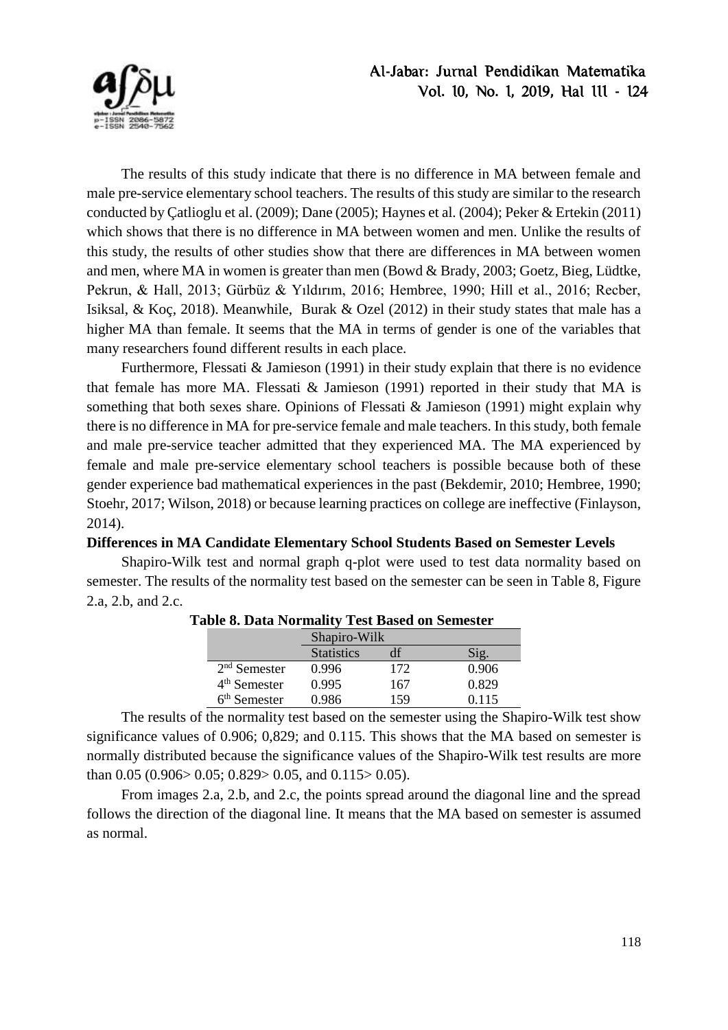The results of this study indicate that there is no difference in MA between female and male pre-service elementary school teachers. The results of this study are similar to the research conducted by Çatlioglu et al. (2009); Dane (2005); Haynes et al. (2004); Peker & Ertekin (2011) which shows that there is no difference in MA between women and men. Unlike the results of this study, the results of other studies show that there are differences in MA between women and men, where MA in women is greater than men (Bowd & Brady, 2003; Goetz, Bieg, Lüdtke, Pekrun, & Hall, 2013; Gürbüz & Yıldırım, 2016; Hembree, 1990; Hill et al., 2016; Recber, Isiksal, & Koç, 2018). Meanwhile, Burak & Ozel (2012) in their study states that male has a higher MA than female. It seems that the MA in terms of gender is one of the variables that many researchers found different results in each place.

Furthermore, Flessati & Jamieson (1991) in their study explain that there is no evidence that female has more MA. Flessati & Jamieson (1991) reported in their study that MA is something that both sexes share. Opinions of Flessati & Jamieson (1991) might explain why there is no difference in MA for pre-service female and male teachers. In this study, both female and male pre-service teacher admitted that they experienced MA. The MA experienced by female and male pre-service elementary school teachers is possible because both of these gender experience bad mathematical experiences in the past (Bekdemir, 2010; Hembree, 1990; Stoehr, 2017; Wilson, 2018) or because learning practices on college are ineffective (Finlayson, 2014).

**Differences in MA Candidate Elementary School Students Based on Semester Levels**

Shapiro-Wilk test and normal graph q-plot were used to test data normality based on semester. The results of the normality test based on the semester can be seen in Table 8, Figure 2.a, 2.b, and 2.c.

**Table 8. Data Normality Test Based on Semester**

| | Shapiro-Wilk | | |
|---|---|---|---|
| | Statistics | df | Sig. |
| 2nd Semester | 0.996 | 172 | 0.906 |
| 4th Semester | 0.995 | 167 | 0.829 |
| 6th Semester | 0.986 | 159 | 0.115 |

The results of the normality test based on the semester using the Shapiro-Wilk test show significance values of 0.906; 0,829; and 0.115. This shows that the MA based on semester is normally distributed because the significance values of the Shapiro-Wilk test results are more than 0.05 (0.906> 0.05; 0.829> 0.05, and 0.115> 0.05).

From images 2.a, 2.b, and 2.c, the points spread around the diagonal line and the spread follows the direction of the diagonal line. It means that the MA based on semester is assumed as normal.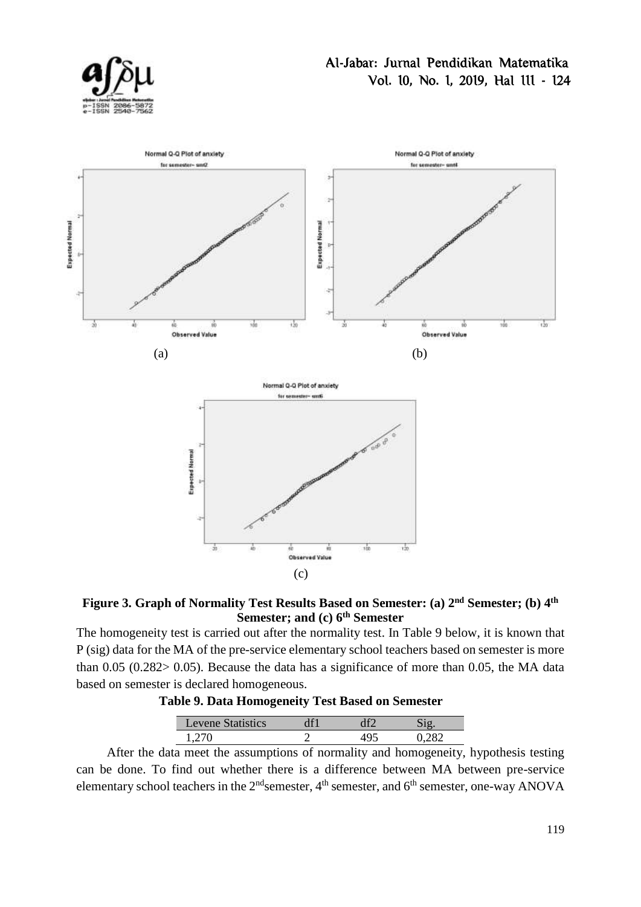**Figure 3. Graph of Normality Test Results Based on Semester: (a) 2nd Semester; (b) 4th Semester; and (c) 6th Semester**

The homogeneity test is carried out after the normality test. In Table 9 below, it is known that P (sig) data for the MA of the pre-service elementary school teachers based on semester is more than 0.05 (0.282> 0.05). Because the data has a significance of more than 0.05, the MA data based on semester is declared homogeneous.

**Table 9. Data Homogeneity Test Based on Semester**

| Levene Statistics | df1 | df2 | Sig. |
|---|---|---|---|
| 1,270 | 2 | 495 | 0,282 |

After the data meet the assumptions of normality and homogeneity, hypothesis testing can be done. To find out whether there is a difference between MA between pre-service elementary school teachers in the 2ndsemester, 4th semester, and 6th semester, one-way ANOVA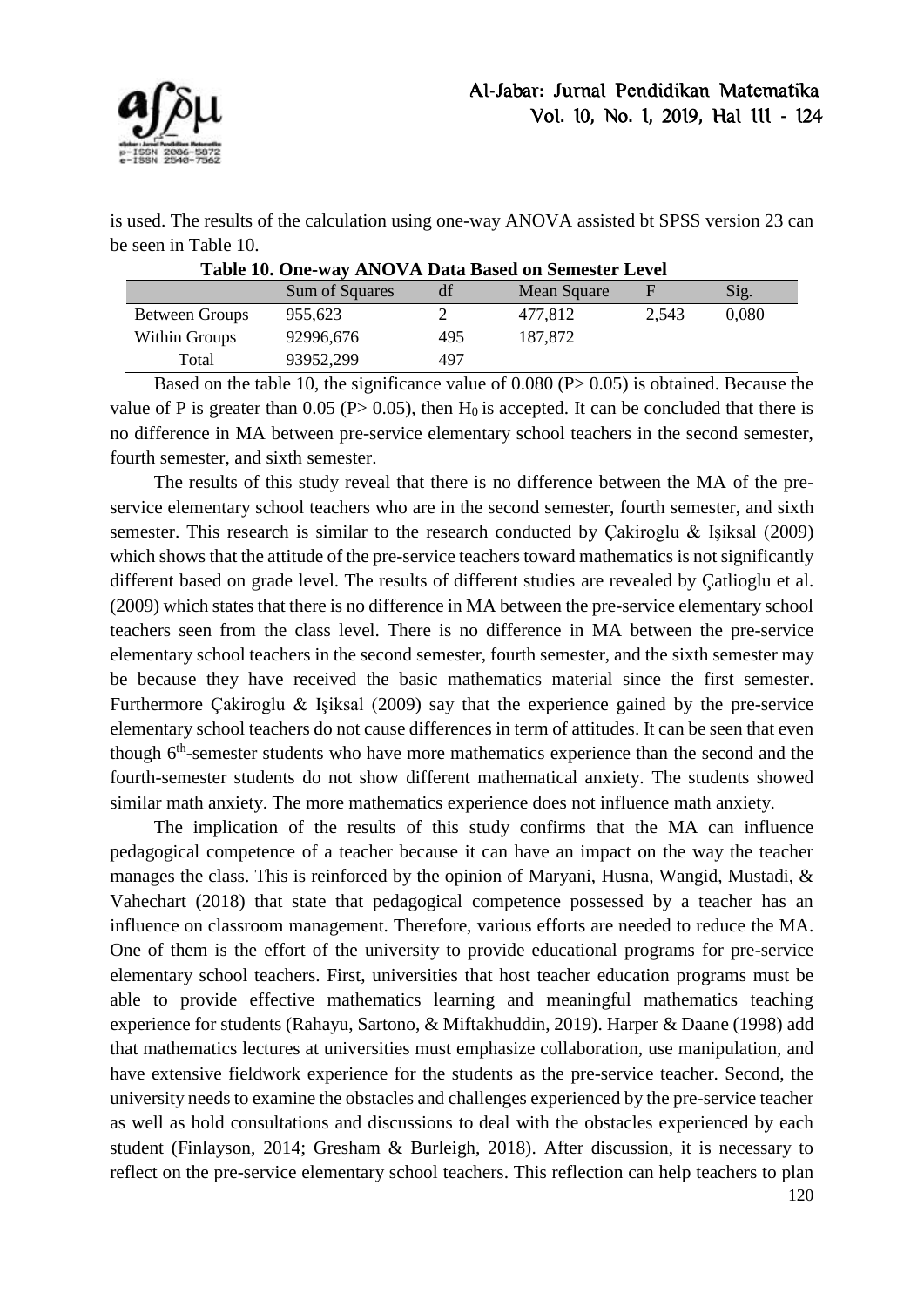is used. The results of the calculation using one-way ANOVA assisted bt SPSS version 23 can be seen in Table 10.

**Table 10. One-way ANOVA Data Based on Semester Level**

| | Sum of Squares | df | Mean Square | F | Sig. |
|---|---|---|---|---|---|
| Between Groups | 955,623 | 2 | 477,812 | 2,543 | 0,080 |
| Within Groups | 92996,676 | 495 | 187,872 | | |
| Total | 93952,299 | 497 | | | |

Based on the table 10, the significance value of 0.080 ($P > 0.05$) is obtained. Because the value of P is greater than 0.05 ($P > 0.05$), then $H_0$ is accepted. It can be concluded that there is no difference in MA between pre-service elementary school teachers in the second semester, fourth semester, and sixth semester.

The results of this study reveal that there is no difference between the MA of the pre-service elementary school teachers who are in the second semester, fourth semester, and sixth semester. This research is similar to the research conducted by Çakiroglu & Işiksal (2009) which shows that the attitude of the pre-service teachers toward mathematics is not significantly different based on grade level. The results of different studies are revealed by Çatlioglu et al. (2009) which states that there is no difference in MA between the pre-service elementary school teachers seen from the class level. There is no difference in MA between the pre-service elementary school teachers in the second semester, fourth semester, and the sixth semester may be because they have received the basic mathematics material since the first semester. Furthermore Çakiroglu & Işiksal (2009) say that the experience gained by the pre-service elementary school teachers do not cause differences in term of attitudes. It can be seen that even though 6th-semester students who have more mathematics experience than the second and the fourth-semester students do not show different mathematical anxiety. The students showed similar math anxiety. The more mathematics experience does not influence math anxiety.

The implication of the results of this study confirms that the MA can influence pedagogical competence of a teacher because it can have an impact on the way the teacher manages the class. This is reinforced by the opinion of Maryani, Husna, Wangid, Mustadi, & Vahechart (2018) that state that pedagogical competence possessed by a teacher has an influence on classroom management. Therefore, various efforts are needed to reduce the MA. One of them is the effort of the university to provide educational programs for pre-service elementary school teachers. First, universities that host teacher education programs must be able to provide effective mathematics learning and meaningful mathematics teaching experience for students (Rahayu, Sartono, & Miftakhuddin, 2019). Harper & Daane (1998) add that mathematics lectures at universities must emphasize collaboration, use manipulation, and have extensive fieldwork experience for the students as the pre-service teacher. Second, the university needs to examine the obstacles and challenges experienced by the pre-service teacher as well as hold consultations and discussions to deal with the obstacles experienced by each student (Finlayson, 2014; Gresham & Burleigh, 2018). After discussion, it is necessary to reflect on the pre-service elementary school teachers. This reflection can help teachers to plan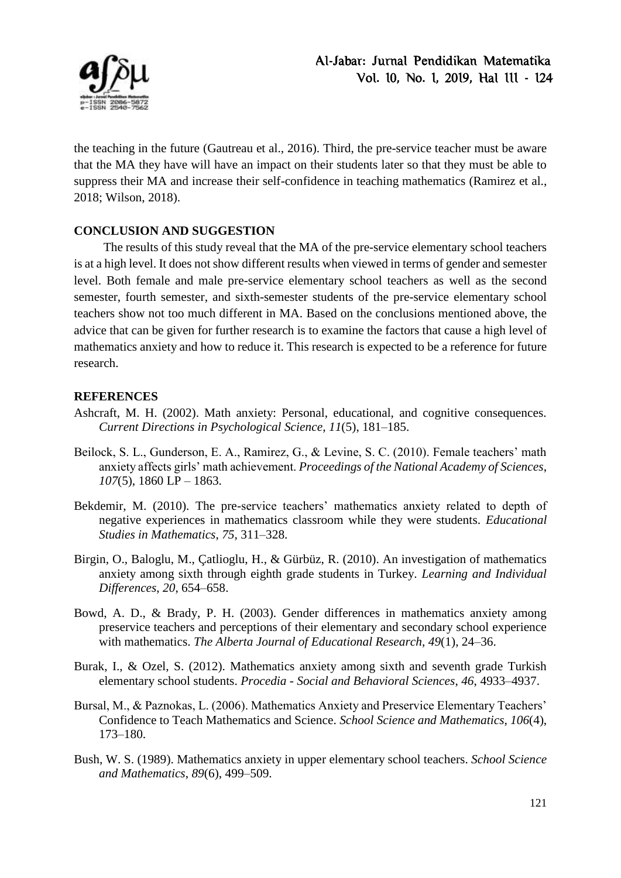the teaching in the future (Gautreau et al., 2016). Third, the pre-service teacher must be aware that the MA they have will have an impact on their students later so that they must be able to suppress their MA and increase their self-confidence in teaching mathematics (Ramirez et al., 2018; Wilson, 2018).

## CONCLUSION AND SUGGESTION

The results of this study reveal that the MA of the pre-service elementary school teachers is at a high level. It does not show different results when viewed in terms of gender and semester level. Both female and male pre-service elementary school teachers as well as the second semester, fourth semester, and sixth-semester students of the pre-service elementary school teachers show not too much different in MA. Based on the conclusions mentioned above, the advice that can be given for further research is to examine the factors that cause a high level of mathematics anxiety and how to reduce it. This research is expected to be a reference for future research.

## REFERENCES

Ashcraft, M. H. (2002). Math anxiety: Personal, educational, and cognitive consequences. *Current Directions in Psychological Science*, *11*(5), 181–185.

Beilock, S. L., Gunderson, E. A., Ramirez, G., & Levine, S. C. (2010). Female teachers' math anxiety affects girls' math achievement. *Proceedings of the National Academy of Sciences*, *107*(5), 1860 LP – 1863.

Bekdemir, M. (2010). The pre-service teachers' mathematics anxiety related to depth of negative experiences in mathematics classroom while they were students. *Educational Studies in Mathematics*, *75*, 311–328.

Birgin, O., Baloglu, M., Çatlioglu, H., & Gürbüz, R. (2010). An investigation of mathematics anxiety among sixth through eighth grade students in Turkey. *Learning and Individual Differences*, *20*, 654–658.

Bowd, A. D., & Brady, P. H. (2003). Gender differences in mathematics anxiety among preservice teachers and perceptions of their elementary and secondary school experience with mathematics. *The Alberta Journal of Educational Research*, *49*(1), 24–36.

Burak, I., & Ozel, S. (2012). Mathematics anxiety among sixth and seventh grade Turkish elementary school students. *Procedia - Social and Behavioral Sciences*, *46*, 4933–4937.

Bursal, M., & Paznokas, L. (2006). Mathematics Anxiety and Preservice Elementary Teachers' Confidence to Teach Mathematics and Science. *School Science and Mathematics*, *106*(4), 173–180.

Bush, W. S. (1989). Mathematics anxiety in upper elementary school teachers. *School Science and Mathematics*, *89*(6), 499–509.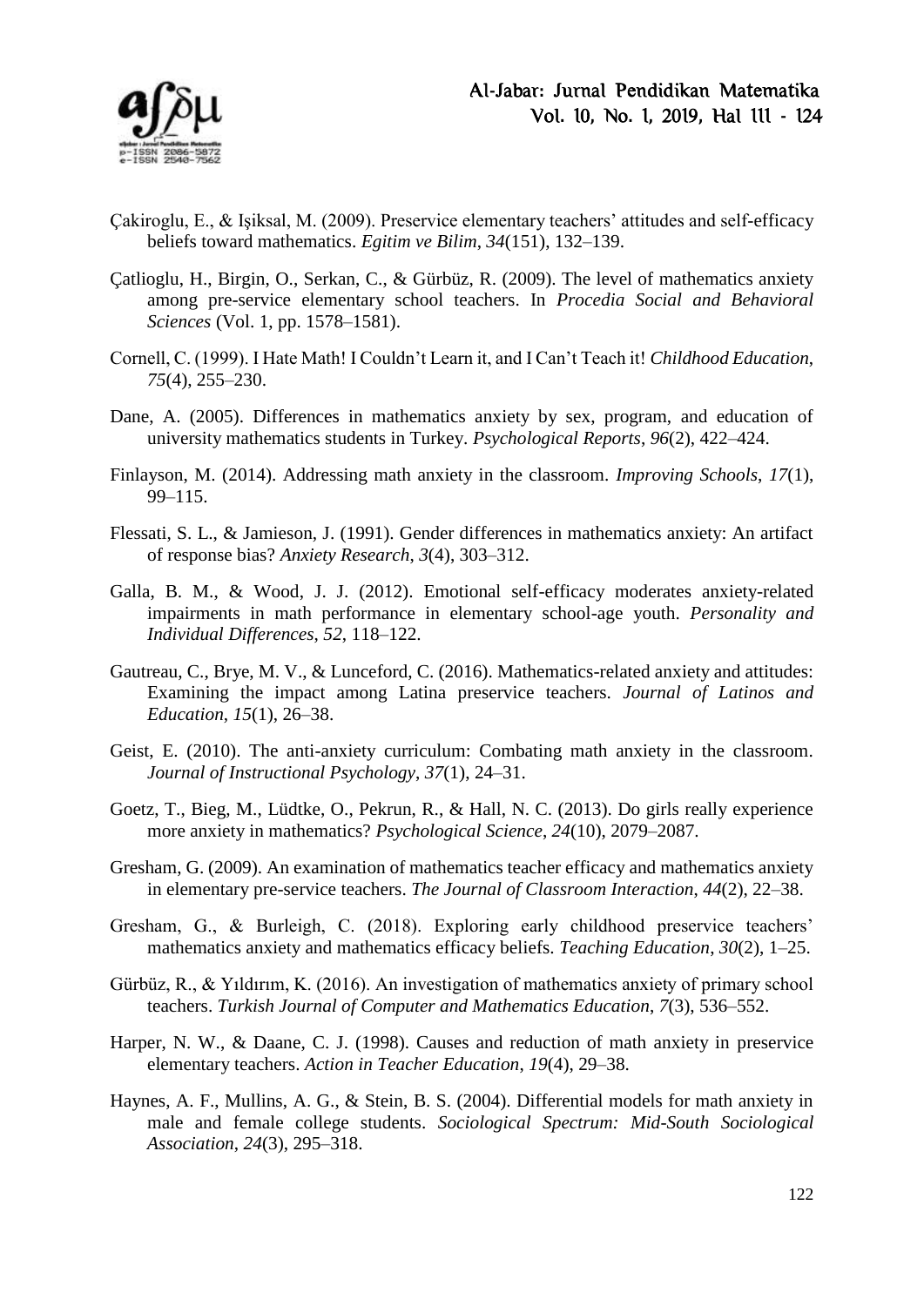Çakiroglu, E., & Işiksal, M. (2009). Preservice elementary teachers' attitudes and self-efficacy beliefs toward mathematics. *Egitim ve Bilim*, *34*(151), 132–139.

Çatlioglu, H., Birgin, O., Serkan, C., & Gürbüz, R. (2009). The level of mathematics anxiety among pre-service elementary school teachers. In *Procedia Social and Behavioral Sciences* (Vol. 1, pp. 1578–1581).

Cornell, C. (1999). I Hate Math! I Couldn't Learn it, and I Can't Teach it! *Childhood Education*, *75*(4), 255–230.

Dane, A. (2005). Differences in mathematics anxiety by sex, program, and education of university mathematics students in Turkey. *Psychological Reports*, *96*(2), 422–424.

Finlayson, M. (2014). Addressing math anxiety in the classroom. *Improving Schools*, *17*(1), 99–115.

Flessati, S. L., & Jamieson, J. (1991). Gender differences in mathematics anxiety: An artifact of response bias? *Anxiety Research*, *3*(4), 303–312.

Galla, B. M., & Wood, J. J. (2012). Emotional self-efficacy moderates anxiety-related impairments in math performance in elementary school-age youth. *Personality and Individual Differences*, *52*, 118–122.

Gautreau, C., Brye, M. V., & Lunceford, C. (2016). Mathematics-related anxiety and attitudes: Examining the impact among Latina preservice teachers. *Journal of Latinos and Education*, *15*(1), 26–38.

Geist, E. (2010). The anti-anxiety curriculum: Combating math anxiety in the classroom. *Journal of Instructional Psychology*, *37*(1), 24–31.

Goetz, T., Bieg, M., Lüdtke, O., Pekrun, R., & Hall, N. C. (2013). Do girls really experience more anxiety in mathematics? *Psychological Science*, *24*(10), 2079–2087.

Gresham, G. (2009). An examination of mathematics teacher efficacy and mathematics anxiety in elementary pre-service teachers. *The Journal of Classroom Interaction*, *44*(2), 22–38.

Gresham, G., & Burleigh, C. (2018). Exploring early childhood preservice teachers' mathematics anxiety and mathematics efficacy beliefs. *Teaching Education*, *30*(2), 1–25.

Gürbüz, R., & Yıldırım, K. (2016). An investigation of mathematics anxiety of primary school teachers. *Turkish Journal of Computer and Mathematics Education*, *7*(3), 536–552.

Harper, N. W., & Daane, C. J. (1998). Causes and reduction of math anxiety in preservice elementary teachers. *Action in Teacher Education*, *19*(4), 29–38.

Haynes, A. F., Mullins, A. G., & Stein, B. S. (2004). Differential models for math anxiety in male and female college students. *Sociological Spectrum: Mid-South Sociological Association*, *24*(3), 295–318.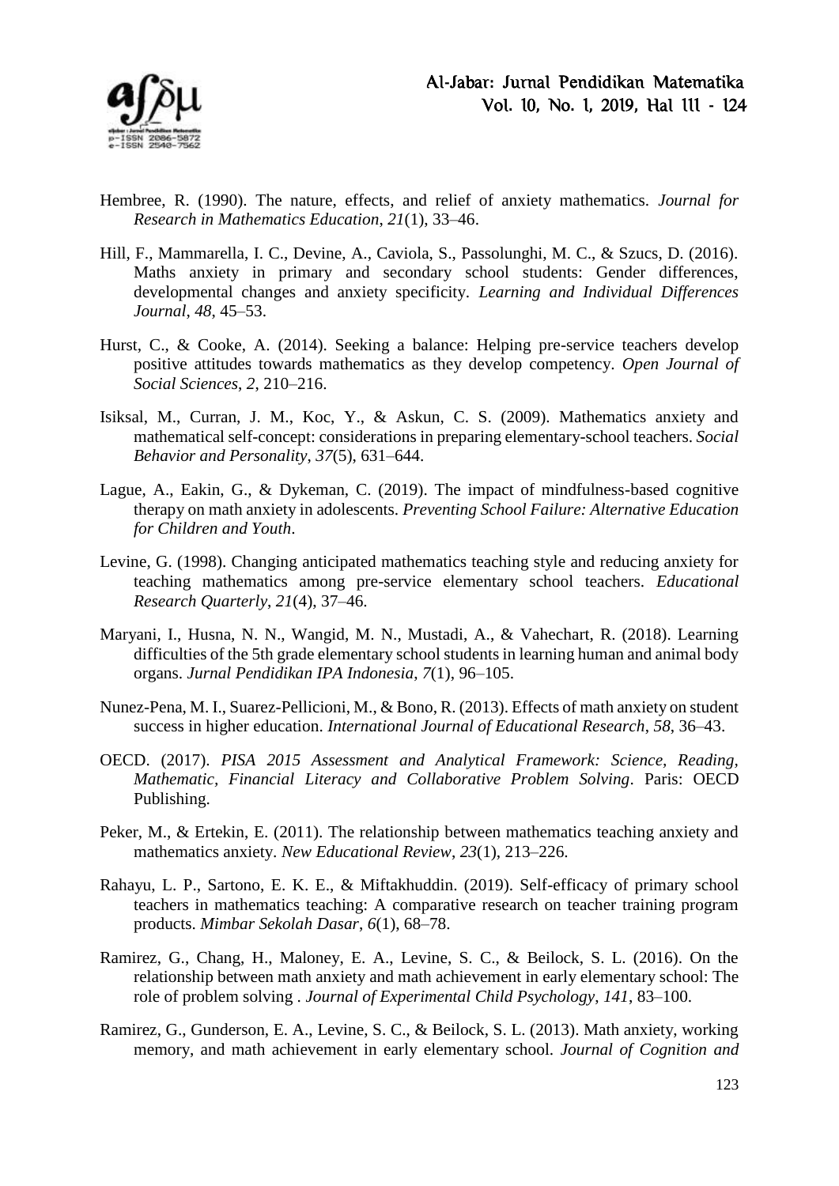Hembree, R. (1990). The nature, effects, and relief of anxiety mathematics. *Journal for Research in Mathematics Education*, *21*(1), 33–46.

Hill, F., Mammarella, I. C., Devine, A., Caviola, S., Passolunghi, M. C., & Szucs, D. (2016). Maths anxiety in primary and secondary school students: Gender differences, developmental changes and anxiety specificity. *Learning and Individual Differences Journal*, *48*, 45–53.

Hurst, C., & Cooke, A. (2014). Seeking a balance: Helping pre-service teachers develop positive attitudes towards mathematics as they develop competency. *Open Journal of Social Sciences*, *2*, 210–216.

Isiksal, M., Curran, J. M., Koc, Y., & Askun, C. S. (2009). Mathematics anxiety and mathematical self-concept: considerations in preparing elementary-school teachers. *Social Behavior and Personality*, *37*(5), 631–644.

Lague, A., Eakin, G., & Dykeman, C. (2019). The impact of mindfulness-based cognitive therapy on math anxiety in adolescents. *Preventing School Failure: Alternative Education for Children and Youth*.

Levine, G. (1998). Changing anticipated mathematics teaching style and reducing anxiety for teaching mathematics among pre-service elementary school teachers. *Educational Research Quarterly*, *21*(4), 37–46.

Maryani, I., Husna, N. N., Wangid, M. N., Mustadi, A., & Vahechart, R. (2018). Learning difficulties of the 5th grade elementary school students in learning human and animal body organs. *Jurnal Pendidikan IPA Indonesia*, *7*(1), 96–105.

Nunez-Pena, M. I., Suarez-Pellicioni, M., & Bono, R. (2013). Effects of math anxiety on student success in higher education. *International Journal of Educational Research*, *58*, 36–43.

OECD. (2017). *PISA 2015 Assessment and Analytical Framework: Science, Reading, Mathematic, Financial Literacy and Collaborative Problem Solving*. Paris: OECD Publishing.

Peker, M., & Ertekin, E. (2011). The relationship between mathematics teaching anxiety and mathematics anxiety. *New Educational Review*, *23*(1), 213–226.

Rahayu, L. P., Sartono, E. K. E., & Miftakhuddin. (2019). Self-efficacy of primary school teachers in mathematics teaching: A comparative research on teacher training program products. *Mimbar Sekolah Dasar*, *6*(1), 68–78.

Ramirez, G., Chang, H., Maloney, E. A., Levine, S. C., & Beilock, S. L. (2016). On the relationship between math anxiety and math achievement in early elementary school: The role of problem solving . *Journal of Experimental Child Psychology*, *141*, 83–100.

Ramirez, G., Gunderson, E. A., Levine, S. C., & Beilock, S. L. (2013). Math anxiety, working memory, and math achievement in early elementary school. *Journal of Cognition and*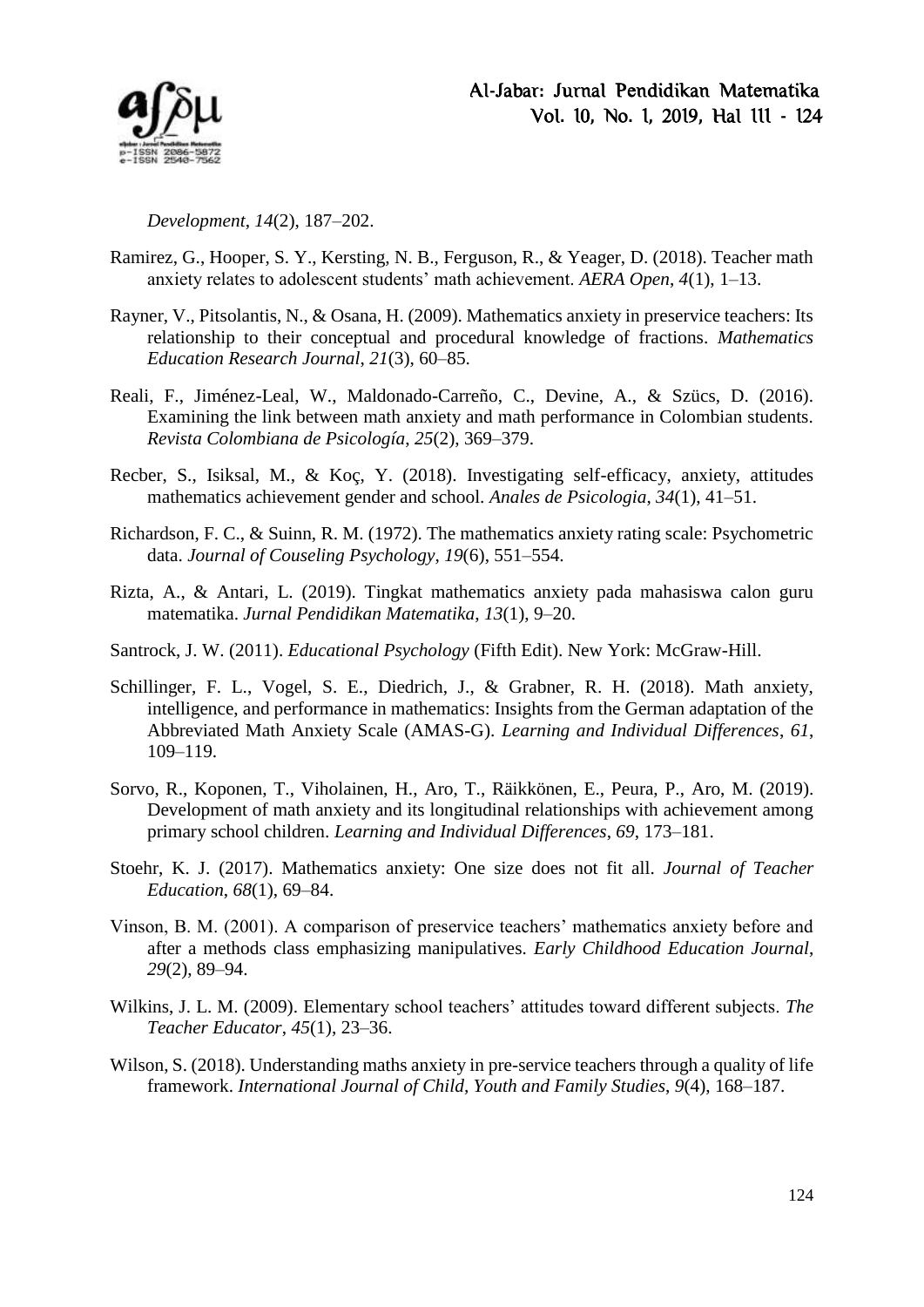*Development*, *14*(2), 187–202.

Ramirez, G., Hooper, S. Y., Kersting, N. B., Ferguson, R., & Yeager, D. (2018). Teacher math anxiety relates to adolescent students' math achievement. *AERA Open*, *4*(1), 1–13.

Rayner, V., Pitsolantis, N., & Osana, H. (2009). Mathematics anxiety in preservice teachers: Its relationship to their conceptual and procedural knowledge of fractions. *Mathematics Education Research Journal*, *21*(3), 60–85.

Reali, F., Jiménez-Leal, W., Maldonado-Carreño, C., Devine, A., & Szücs, D. (2016). Examining the link between math anxiety and math performance in Colombian students. *Revista Colombiana de Psicología*, *25*(2), 369–379.

Recber, S., Isiksal, M., & Koç, Y. (2018). Investigating self-efficacy, anxiety, attitudes mathematics achievement gender and school. *Anales de Psicologia*, *34*(1), 41–51.

Richardson, F. C., & Suinn, R. M. (1972). The mathematics anxiety rating scale: Psychometric data. *Journal of Couseling Psychology*, *19*(6), 551–554.

Rizta, A., & Antari, L. (2019). Tingkat mathematics anxiety pada mahasiswa calon guru matematika. *Jurnal Pendidikan Matematika*, *13*(1), 9–20.

Santrock, J. W. (2011). *Educational Psychology* (Fifth Edit). New York: McGraw-Hill.

Schillinger, F. L., Vogel, S. E., Diedrich, J., & Grabner, R. H. (2018). Math anxiety, intelligence, and performance in mathematics: Insights from the German adaptation of the Abbreviated Math Anxiety Scale (AMAS-G). *Learning and Individual Differences*, *61*, 109–119.

Sorvo, R., Koponen, T., Viholainen, H., Aro, T., Räikkönen, E., Peura, P., Aro, M. (2019). Development of math anxiety and its longitudinal relationships with achievement among primary school children. *Learning and Individual Differences*, *69*, 173–181.

Stoehr, K. J. (2017). Mathematics anxiety: One size does not fit all. *Journal of Teacher Education*, *68*(1), 69–84.

Vinson, B. M. (2001). A comparison of preservice teachers' mathematics anxiety before and after a methods class emphasizing manipulatives. *Early Childhood Education Journal*, *29*(2), 89–94.

Wilkins, J. L. M. (2009). Elementary school teachers' attitudes toward different subjects. *The Teacher Educator*, *45*(1), 23–36.

Wilson, S. (2018). Understanding maths anxiety in pre-service teachers through a quality of life framework. *International Journal of Child, Youth and Family Studies*, *9*(4), 168–187.